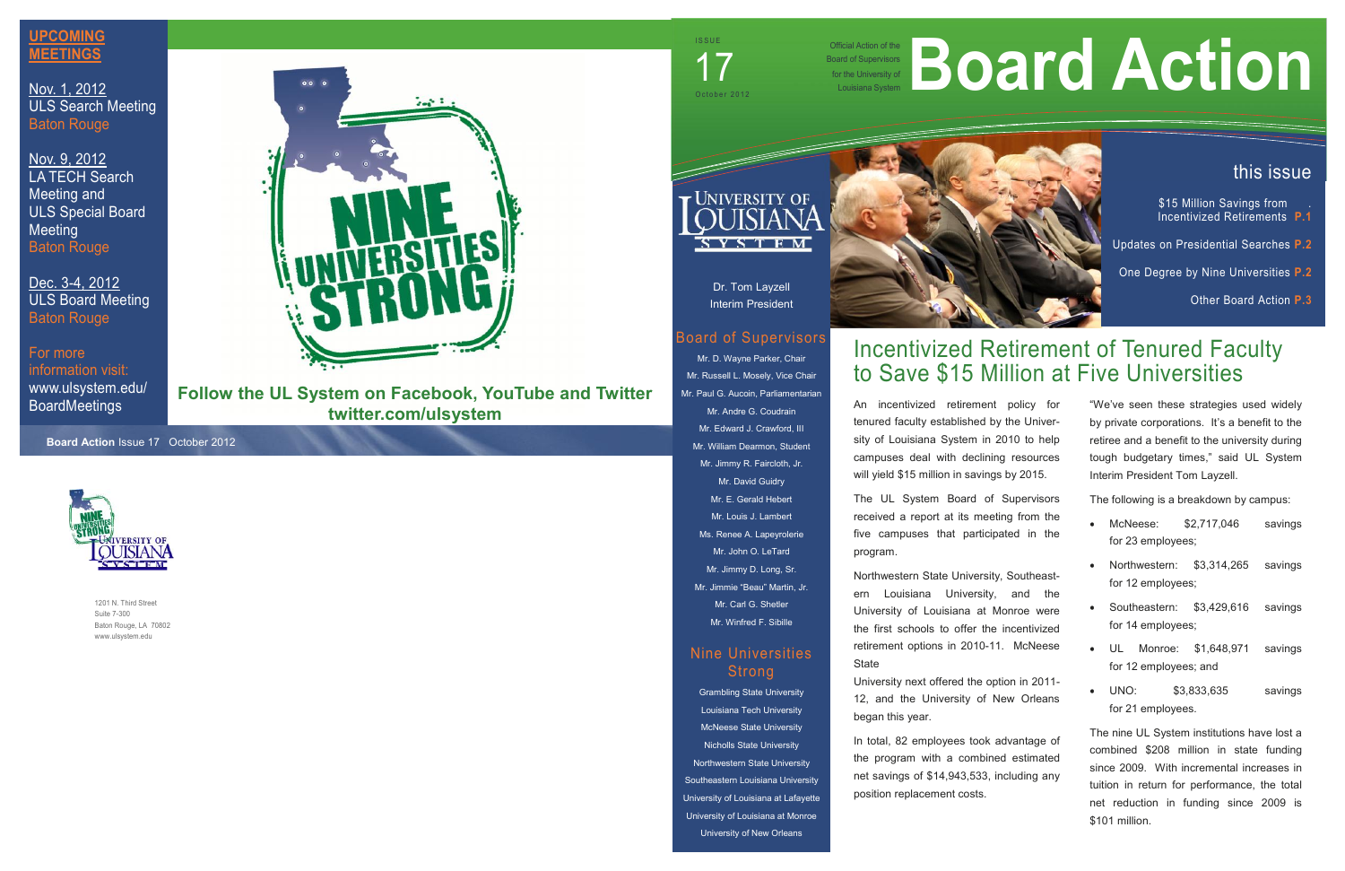## UPCOMING MEETINGS

Nov. 1, 2012
ULS Search Meeting
Baton Rouge

Nov. 9, 2012
LA TECH Search Meeting and ULS Special Board Meeting
Baton Rouge

Dec. 3-4, 2012
ULS Board Meeting
Baton Rouge

For more information visit:
www.ulsystem.edu/BoardMeetings

NINE UNIVERSITIES STRONG

**Follow the UL System on Facebook, YouTube and Twitter**
**twitter.com/ulsystem**

**Board Action** Issue 17 October 2012

1201 N. Third Street
Suite 7-300
Baton Rouge, LA 70802
www.ulsystem.edu

ISSUE 17
October 2012

Official Action of the Board of Supervisors for the University of Louisiana System

# Board Action

## this issue

$15 Million Savings from Incentivized Retirements **P.1**

Updates on Presidential Searches **P.2**

One Degree by Nine Universities **P.2**

Other Board Action **P.3**

UNIVERSITY OF LOUISIANA SYSTEM

Dr. Tom Layzell
Interim President

### Board of Supervisors

Mr. D. Wayne Parker, Chair
Mr. Russell L. Mosely, Vice Chair
Mr. Paul G. Aucoin, Parliamentarian
Mr. Andre G. Coudrain
Mr. Edward J. Crawford, III
Mr. William Dearmon, Student
Mr. Jimmy R. Faircloth, Jr.
Mr. David Guidry
Mr. E. Gerald Hebert
Mr. Louis J. Lambert
Ms. Renee A. Lapeyrolerie
Mr. John O. LeTard
Mr. Jimmy D. Long, Sr.
Mr. Jimmie "Beau" Martin, Jr.
Mr. Carl G. Shetler
Mr. Winfred F. Sibille

### Nine Universities Strong

Grambling State University
Louisiana Tech University
McNeese State University
Nicholls State University
Northwestern State University
Southeastern Louisiana University
University of Louisiana at Lafayette
University of Louisiana at Monroe
University of New Orleans

## Incentivized Retirement of Tenured Faculty to Save $15 Million at Five Universities

An incentivized retirement policy for tenured faculty established by the University of Louisiana System in 2010 to help campuses deal with declining resources will yield $15 million in savings by 2015.

The UL System Board of Supervisors received a report at its meeting from the five campuses that participated in the program.

Northwestern State University, Southeastern Louisiana University, and the University of Louisiana at Monroe were the first schools to offer the incentivized retirement options in 2010-11. McNeese State University next offered the option in 2011-12, and the University of New Orleans began this year.

In total, 82 employees took advantage of the program with a combined estimated net savings of $14,943,533, including any position replacement costs.

"We've seen these strategies used widely by private corporations. It's a benefit to the retiree and a benefit to the university during tough budgetary times," said UL System Interim President Tom Layzell.

The following is a breakdown by campus:

- McNeese: $2,717,046 savings for 23 employees;
- Northwestern: $3,314,265 savings for 12 employees;
- Southeastern: $3,429,616 savings for 14 employees;
- UL Monroe: $1,648,971 savings for 12 employees; and
- UNO: $3,833,635 savings for 21 employees.

The nine UL System institutions have lost a combined $208 million in state funding since 2009. With incremental increases in tuition in return for performance, the total net reduction in funding since 2009 is $101 million.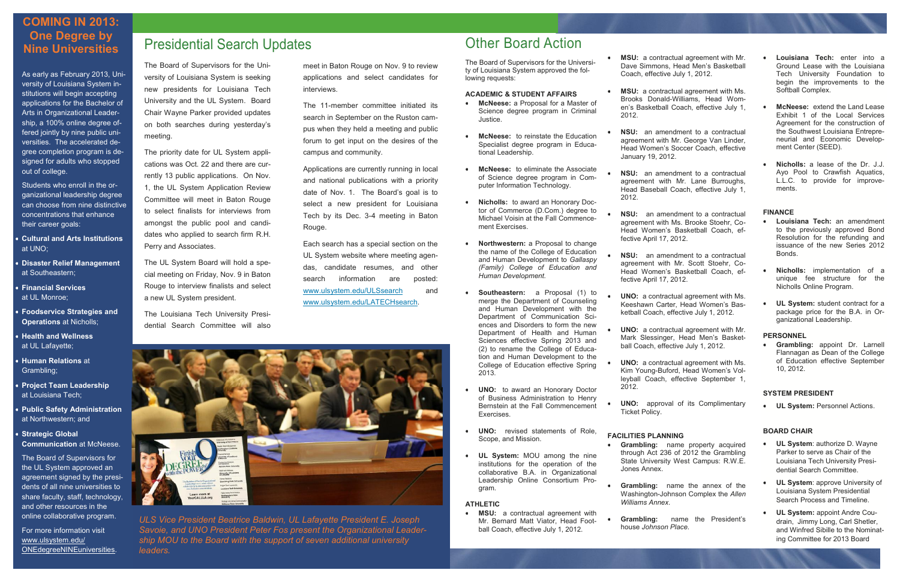## COMING IN 2013: One Degree by Nine Universities

As early as February 2013, University of Louisiana System institutions will begin accepting applications for the Bachelor of Arts in Organizational Leadership, a 100% online degree offered jointly by nine public universities. The accelerated degree completion program is designed for adults who stopped out of college.

Students who enroll in the organizational leadership degree can choose from nine distinctive concentrations that enhance their career goals:

- **Cultural and Arts Institutions** at UNO;
- **Disaster Relief Management** at Southeastern;
- **Financial Services** at UL Monroe;
- **Foodservice Strategies and Operations** at Nicholls;
- **Health and Wellness** at UL Lafayette;
- **Human Relations** at Grambling;
- **Project Team Leadership** at Louisiana Tech;
- **Public Safety Administration** at Northwestern; and
- **Strategic Global Communication** at McNeese.

The Board of Supervisors for the UL System approved an agreement signed by the presidents of all nine universities to share faculty, staff, technology, and other resources in the online collaborative program.

For more information visit www.ulsystem.edu/ONEdegreeNINEuniversities.

# Presidential Search Updates

The Board of Supervisors for the University of Louisiana System is seeking new presidents for Louisiana Tech University and the UL System. Board Chair Wayne Parker provided updates on both searches during yesterday's meeting.

The priority date for UL System applications was Oct. 22 and there are currently 13 public applications. On Nov. 1, the UL System Application Review Committee will meet in Baton Rouge to select finalists for interviews from amongst the public pool and candidates who applied to search firm R.H. Perry and Associates.

The UL System Board will hold a special meeting on Friday, Nov. 9 in Baton Rouge to interview finalists and select a new UL System president.

The Louisiana Tech University Presidential Search Committee will also meet in Baton Rouge on Nov. 9 to review applications and select candidates for interviews.

The 11-member committee initiated its search in September on the Ruston campus when they held a meeting and public forum to get input on the desires of the campus and community.

Applications are currently running in local and national publications with a priority date of Nov. 1. The Board's goal is to select a new president for Louisiana Tech by its Dec. 3-4 meeting in Baton Rouge.

Each search has a special section on the UL System website where meeting agendas, candidate resumes, and other search information are posted: www.ulsystem.edu/ULSsearch and www.ulsystem.edu/LATECHsearch.

*ULS Vice President Beatrice Baldwin, UL Lafayette President E. Joseph Savoie, and UNO President Peter Fos present the Organizational Leadership MOU to the Board with the support of seven additional university leaders.*

# Other Board Action

The Board of Supervisors for the University of Louisiana System approved the following requests:

### ACADEMIC & STUDENT AFFAIRS

- **McNeese:** a Proposal for a Master of Science degree program in Criminal Justice.
- **McNeese:** to reinstate the Education Specialist degree program in Educational Leadership.
- **McNeese:** to eliminate the Associate of Science degree program in Computer Information Technology.
- **Nicholls:** to award an Honorary Doctor of Commerce (D.Com.) degree to Michael Voisin at the Fall Commencement Exercises.
- **Northwestern:** a Proposal to change the name of the College of Education and Human Development to *Gallaspy (Family) College of Education and Human Development.*
- **Southeastern:** a Proposal (1) to merge the Department of Counseling and Human Development with the Department of Communication Sciences and Disorders to form the new Department of Health and Human Sciences effective Spring 2013 and (2) to rename the College of Education and Human Development to the College of Education effective Spring 2013.
- **UNO:** to award an Honorary Doctor of Business Administration to Henry Bernstein at the Fall Commencement Exercises.
- **UNO:** revised statements of Role, Scope, and Mission.
- **UL System:** MOU among the nine institutions for the operation of the collaborative B.A. in Organizational Leadership Online Consortium Program.

### ATHLETIC

- **MSU:** a contractual agreement with Mr. Bernard Matt Viator, Head Football Coach, effective July 1, 2012.
- **MSU:** a contractual agreement with Mr. Dave Simmons, Head Men's Basketball Coach, effective July 1, 2012.
- **MSU:** a contractual agreement with Ms. Brooks Donald-Williams, Head Women's Basketball Coach, effective July 1, 2012.
- **NSU:** an amendment to a contractual agreement with Mr. George Van Linder, Head Women's Soccer Coach, effective January 19, 2012.
- **NSU:** an amendment to a contractual agreement with Mr. Lane Burroughs, Head Baseball Coach, effective July 1, 2012.
- **NSU:** an amendment to a contractual agreement with Ms. Brooke Stoehr, Co-Head Women's Basketball Coach, effective April 17, 2012.
- **NSU:** an amendment to a contractual agreement with Mr. Scott Stoehr, Co-Head Women's Basketball Coach, effective April 17, 2012.
- **UNO:** a contractual agreement with Ms. Keeshawn Carter, Head Women's Basketball Coach, effective July 1, 2012.
- **UNO:** a contractual agreement with Mr. Mark Slessinger, Head Men's Basketball Coach, effective July 1, 2012.
- **UNO:** a contractual agreement with Ms. Kim Young-Buford, Head Women's Volleyball Coach, effective September 1, 2012.
- **UNO:** approval of its Complimentary Ticket Policy.

### FACILITIES PLANNING

- **Grambling:** name property acquired through Act 236 of 2012 the Grambling State University West Campus: R.W.E. Jones Annex.
- **Grambling:** name the annex of the Washington-Johnson Complex the *Allen Williams Annex.*
- **Grambling:** name the President's house *Johnson Place.*
- **Louisiana Tech:** enter into a Ground Lease with the Louisiana Tech University Foundation to begin the improvements to the Softball Complex.
- **McNeese:** extend the Land Lease Exhibit 1 of the Local Services Agreement for the construction of the Southwest Louisiana Entrepreneurial and Economic Development Center (SEED).
- **Nicholls:** a lease of the Dr. J.J. Ayo Pool to Crawfish Aquatics, L.L.C. to provide for improvements.

### FINANCE

- **Louisiana Tech:** an amendment to the previously approved Bond Resolution for the refunding and issuance of the new Series 2012 Bonds.
- **Nicholls:** implementation of a unique fee structure for the Nicholls Online Program.
- **UL System:** student contract for a package price for the B.A. in Organizational Leadership.

### PERSONNEL

- **Grambling:** appoint Dr. Larnell Flannagan as Dean of the College of Education effective September 10, 2012.

### SYSTEM PRESIDENT

- **UL System:** Personnel Actions.

### BOARD CHAIR

- **UL System**: authorize D. Wayne Parker to serve as Chair of the Louisiana Tech University Presidential Search Committee.
- **UL System**: approve University of Louisiana System Presidential Search Process and Timeline.
- **UL System:** appoint Andre Coudrain, Jimmy Long, Carl Shetler, and Winfred Sibille to the Nominating Committee for 2013 Board